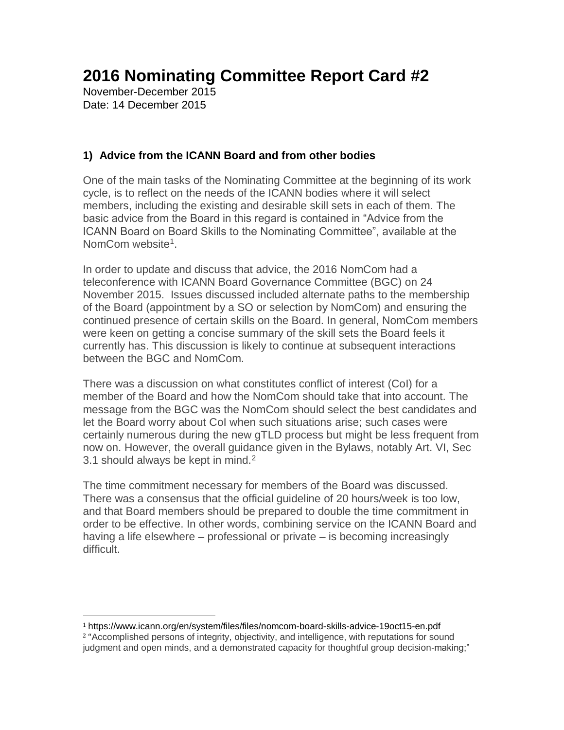# 2016 Nominating Committee Report Card #2

November-December 2015
Date: 14 December 2015

### 1) Advice from the ICANN Board and from other bodies

One of the main tasks of the Nominating Committee at the beginning of its work cycle, is to reflect on the needs of the ICANN bodies where it will select members, including the existing and desirable skill sets in each of them. The basic advice from the Board in this regard is contained in "Advice from the ICANN Board on Board Skills to the Nominating Committee", available at the NomCom website[1].

In order to update and discuss that advice, the 2016 NomCom had a teleconference with ICANN Board Governance Committee (BGC) on 24 November 2015. Issues discussed included alternate paths to the membership of the Board (appointment by a SO or selection by NomCom) and ensuring the continued presence of certain skills on the Board. In general, NomCom members were keen on getting a concise summary of the skill sets the Board feels it currently has. This discussion is likely to continue at subsequent interactions between the BGC and NomCom.

There was a discussion on what constitutes conflict of interest (CoI) for a member of the Board and how the NomCom should take that into account. The message from the BGC was the NomCom should select the best candidates and let the Board worry about CoI when such situations arise; such cases were certainly numerous during the new gTLD process but might be less frequent from now on. However, the overall guidance given in the Bylaws, notably Art. VI, Sec 3.1 should always be kept in mind.[2]

The time commitment necessary for members of the Board was discussed. There was a consensus that the official guideline of 20 hours/week is too low, and that Board members should be prepared to double the time commitment in order to be effective. In other words, combining service on the ICANN Board and having a life elsewhere – professional or private – is becoming increasingly difficult.

---

[1] https://www.icann.org/en/system/files/files/nomcom-board-skills-advice-19oct15-en.pdf

[2] "Accomplished persons of integrity, objectivity, and intelligence, with reputations for sound judgment and open minds, and a demonstrated capacity for thoughtful group decision-making;"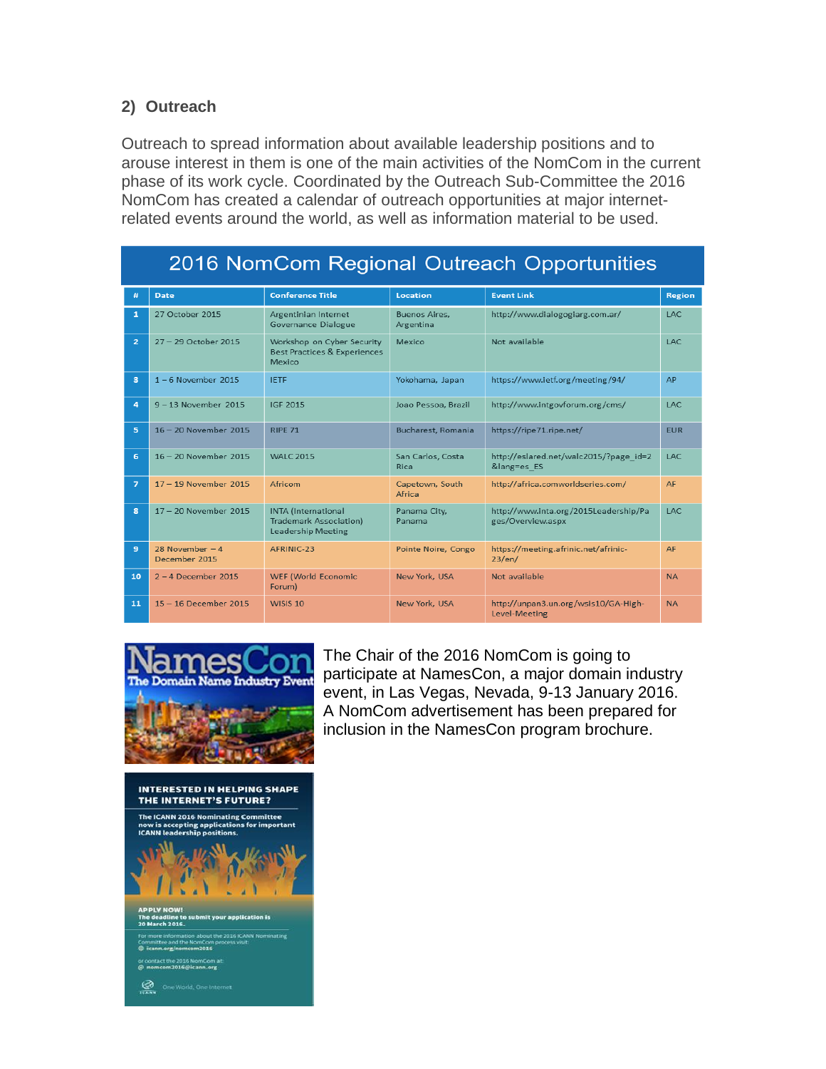## 2) Outreach

Outreach to spread information about available leadership positions and to arouse interest in them is one of the main activities of the NomCom in the current phase of its work cycle. Coordinated by the Outreach Sub-Committee the 2016 NomCom has created a calendar of outreach opportunities at major internet-related events around the world, as well as information material to be used.

**2016 NomCom Regional Outreach Opportunities**

| # | Date | Conference Title | Location | Event Link | Region |
|---|---|---|---|---|---|
| 1 | 27 October 2015 | Argentinian Internet Governance Dialogue | Buenos Aires, Argentina | http://www.dialogoglarg.com.ar/ | LAC |
| 2 | 27 – 29 October 2015 | Workshop on Cyber Security Best Practices & Experiences Mexico | Mexico | Not available | LAC |
| 3 | 1 – 6 November 2015 | IETF | Yokohama, Japan | https://www.ietf.org/meeting/94/ | AP |
| 4 | 9 – 13 November 2015 | IGF 2015 | Joao Pessoa, Brazil | http://www.intgovforum.org/cms/ | LAC |
| 5 | 16 – 20 November 2015 | RIPE 71 | Bucharest, Romania | https://ripe71.ripe.net/ | EUR |
| 6 | 16 – 20 November 2015 | WALC 2015 | San Carlos, Costa Rica | http://eslared.net/walc2015/?page_id=2&lang=es_ES | LAC |
| 7 | 17 – 19 November 2015 | Africom | Capetown, South Africa | http://africa.comworldseries.com/ | AF |
| 8 | 17 – 20 November 2015 | INTA (International Trademark Association) Leadership Meeting | Panama City, Panama | http://www.inta.org/2015Leadership/Pages/Overview.aspx | LAC |
| 9 | 28 November – 4 December 2015 | AFRINIC-23 | Pointe Noire, Congo | https://meeting.afrinic.net/afrinic-23/en/ | AF |
| 10 | 2 – 4 December 2015 | WEF (World Economic Forum) | New York, USA | Not available | NA |
| 11 | 15 – 16 December 2015 | WISIS 10 | New York, USA | http://unpan3.un.org/wsis10/GA-High-Level-Meeting | NA |

The Chair of the 2016 NomCom is going to participate at NamesCon, a major domain industry event, in Las Vegas, Nevada, 9-13 January 2016. A NomCom advertisement has been prepared for inclusion in the NamesCon program brochure.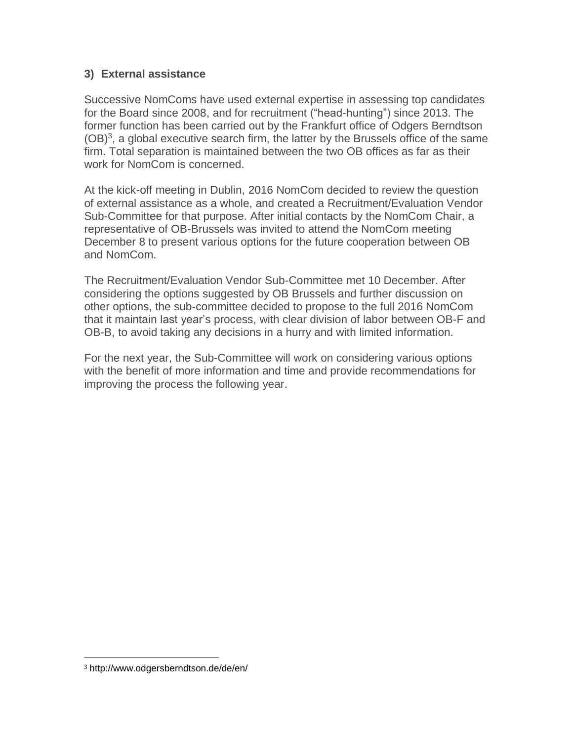### 3) External assistance

Successive NomComs have used external expertise in assessing top candidates for the Board since 2008, and for recruitment ("head-hunting") since 2013. The former function has been carried out by the Frankfurt office of Odgers Berndtson (OB)[3], a global executive search firm, the latter by the Brussels office of the same firm. Total separation is maintained between the two OB offices as far as their work for NomCom is concerned.

At the kick-off meeting in Dublin, 2016 NomCom decided to review the question of external assistance as a whole, and created a Recruitment/Evaluation Vendor Sub-Committee for that purpose. After initial contacts by the NomCom Chair, a representative of OB-Brussels was invited to attend the NomCom meeting December 8 to present various options for the future cooperation between OB and NomCom.

The Recruitment/Evaluation Vendor Sub-Committee met 10 December. After considering the options suggested by OB Brussels and further discussion on other options, the sub-committee decided to propose to the full 2016 NomCom that it maintain last year's process, with clear division of labor between OB-F and OB-B, to avoid taking any decisions in a hurry and with limited information.

For the next year, the Sub-Committee will work on considering various options with the benefit of more information and time and provide recommendations for improving the process the following year.

[3] http://www.odgersberndtson.de/de/en/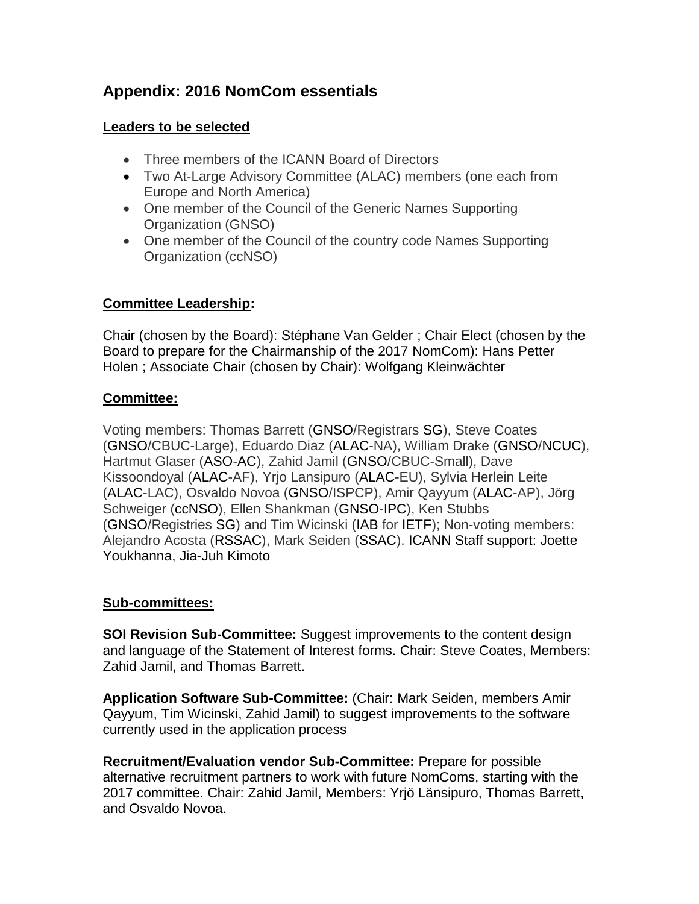## Appendix: 2016 NomCom essentials

**Leaders to be selected**

- Three members of the ICANN Board of Directors
- Two At-Large Advisory Committee (ALAC) members (one each from Europe and North America)
- One member of the Council of the Generic Names Supporting Organization (GNSO)
- One member of the Council of the country code Names Supporting Organization (ccNSO)

**Committee Leadership:**

Chair (chosen by the Board): Stéphane Van Gelder ; Chair Elect (chosen by the Board to prepare for the Chairmanship of the 2017 NomCom): Hans Petter Holen ; Associate Chair (chosen by Chair): Wolfgang Kleinwächter

**Committee:**

Voting members: Thomas Barrett (GNSO/Registrars SG), Steve Coates (GNSO/CBUC-Large), Eduardo Diaz (ALAC-NA), William Drake (GNSO/NCUC), Hartmut Glaser (ASO-AC), Zahid Jamil (GNSO/CBUC-Small), Dave Kissoondoyal (ALAC-AF), Yrjo Lansipuro (ALAC-EU), Sylvia Herlein Leite (ALAC-LAC), Osvaldo Novoa (GNSO/ISPCP), Amir Qayyum (ALAC-AP), Jörg Schweiger (ccNSO), Ellen Shankman (GNSO-IPC), Ken Stubbs (GNSO/Registries SG) and Tim Wicinski (IAB for IETF); Non-voting members: Alejandro Acosta (RSSAC), Mark Seiden (SSAC). ICANN Staff support: Joette Youkhanna, Jia-Juh Kimoto

**Sub-committees:**

**SOI Revision Sub-Committee:** Suggest improvements to the content design and language of the Statement of Interest forms. Chair: Steve Coates, Members: Zahid Jamil, and Thomas Barrett.

**Application Software Sub-Committee:** (Chair: Mark Seiden, members Amir Qayyum, Tim Wicinski, Zahid Jamil) to suggest improvements to the software currently used in the application process

**Recruitment/Evaluation vendor Sub-Committee:** Prepare for possible alternative recruitment partners to work with future NomComs, starting with the 2017 committee. Chair: Zahid Jamil, Members: Yrjö Länsipuro, Thomas Barrett, and Osvaldo Novoa.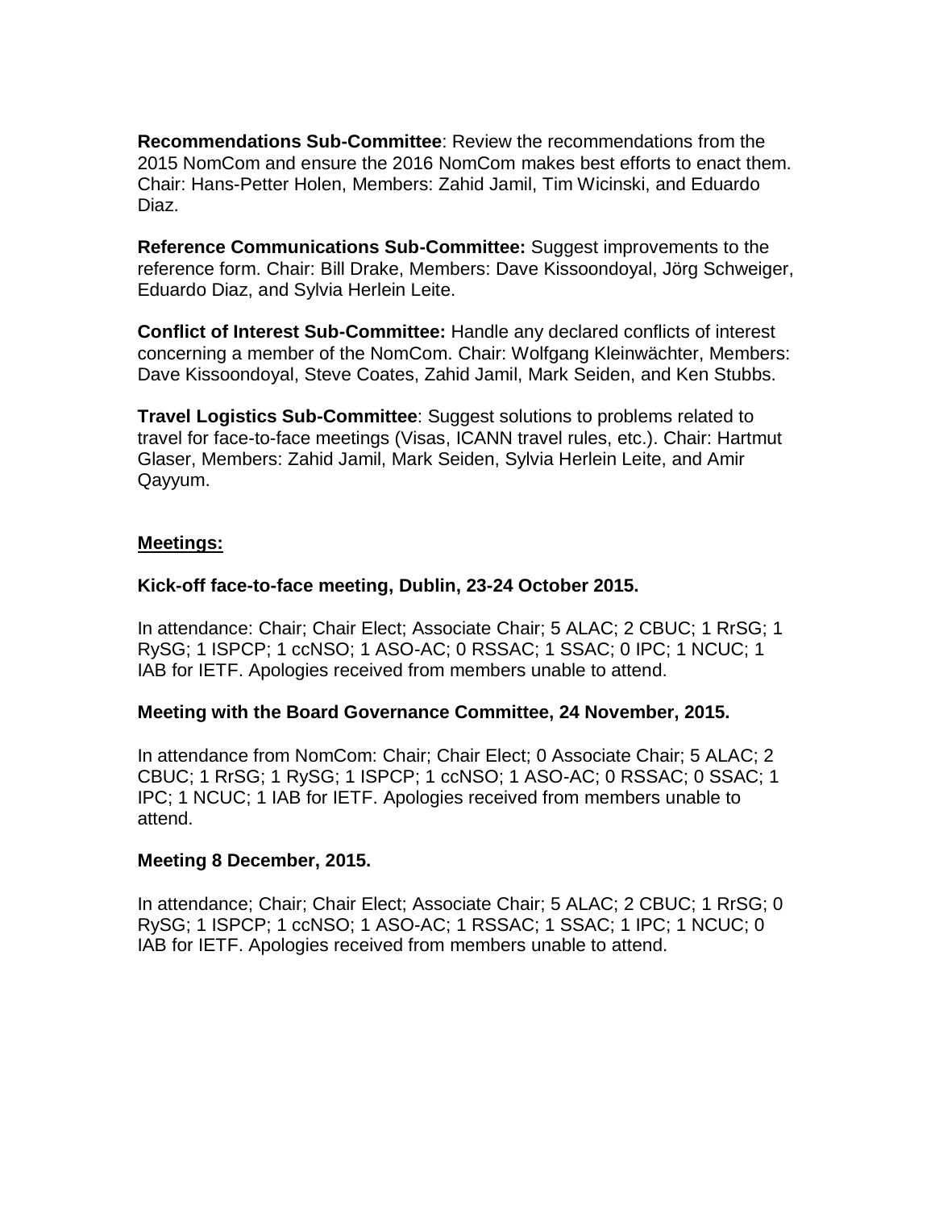**Recommendations Sub-Committee**: Review the recommendations from the 2015 NomCom and ensure the 2016 NomCom makes best efforts to enact them. Chair: Hans-Petter Holen, Members: Zahid Jamil, Tim Wicinski, and Eduardo Diaz.

**Reference Communications Sub-Committee:** Suggest improvements to the reference form. Chair: Bill Drake, Members: Dave Kissoondoyal, Jörg Schweiger, Eduardo Diaz, and Sylvia Herlein Leite.

**Conflict of Interest Sub-Committee:** Handle any declared conflicts of interest concerning a member of the NomCom. Chair: Wolfgang Kleinwächter, Members: Dave Kissoondoyal, Steve Coates, Zahid Jamil, Mark Seiden, and Ken Stubbs.

**Travel Logistics Sub-Committee**: Suggest solutions to problems related to travel for face-to-face meetings (Visas, ICANN travel rules, etc.). Chair: Hartmut Glaser, Members: Zahid Jamil, Mark Seiden, Sylvia Herlein Leite, and Amir Qayyum.

## Meetings:

### Kick-off face-to-face meeting, Dublin, 23-24 October 2015.

In attendance: Chair; Chair Elect; Associate Chair; 5 ALAC; 2 CBUC; 1 RrSG; 1 RySG; 1 ISPCP; 1 ccNSO; 1 ASO-AC; 0 RSSAC; 1 SSAC; 0 IPC; 1 NCUC; 1 IAB for IETF. Apologies received from members unable to attend.

### Meeting with the Board Governance Committee, 24 November, 2015.

In attendance from NomCom: Chair; Chair Elect; 0 Associate Chair; 5 ALAC; 2 CBUC; 1 RrSG; 1 RySG; 1 ISPCP; 1 ccNSO; 1 ASO-AC; 0 RSSAC; 0 SSAC; 1 IPC; 1 NCUC; 1 IAB for IETF. Apologies received from members unable to attend.

### Meeting 8 December, 2015.

In attendance; Chair; Chair Elect; Associate Chair; 5 ALAC; 2 CBUC; 1 RrSG; 0 RySG; 1 ISPCP; 1 ccNSO; 1 ASO-AC; 1 RSSAC; 1 SSAC; 1 IPC; 1 NCUC; 0 IAB for IETF. Apologies received from members unable to attend.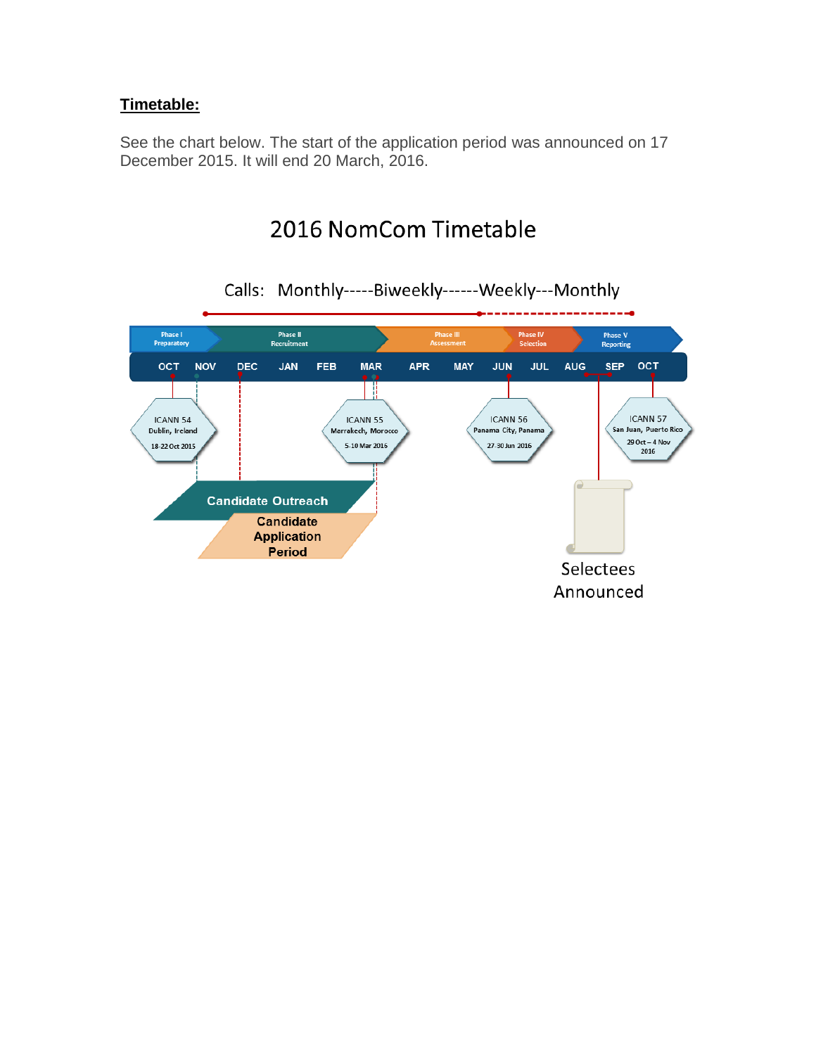**Timetable:**

See the chart below. The start of the application period was announced on 17 December 2015. It will end 20 March, 2016.

2016 NomCom Timetable

Calls: Monthly-----Biweekly------Weekly---Monthly

Phase I Preparatory

Phase II Recruitment

Phase III Assessment

Phase IV Selection

Phase V Reporting

OCT NOV DEC JAN FEB MAR APR MAY JUN JUL AUG SEP OCT

ICANN 54 Dublin, Ireland 18-22 Oct 2015

ICANN 55 Marrakech, Morocco 5-10 Mar 2016

ICANN 56 Panama City, Panama 27-30 Jun 2016

ICANN 57 San Juan, Puerto Rico 29 Oct – 4 Nov 2016

Candidate Outreach

Candidate Application Period

Selectees Announced